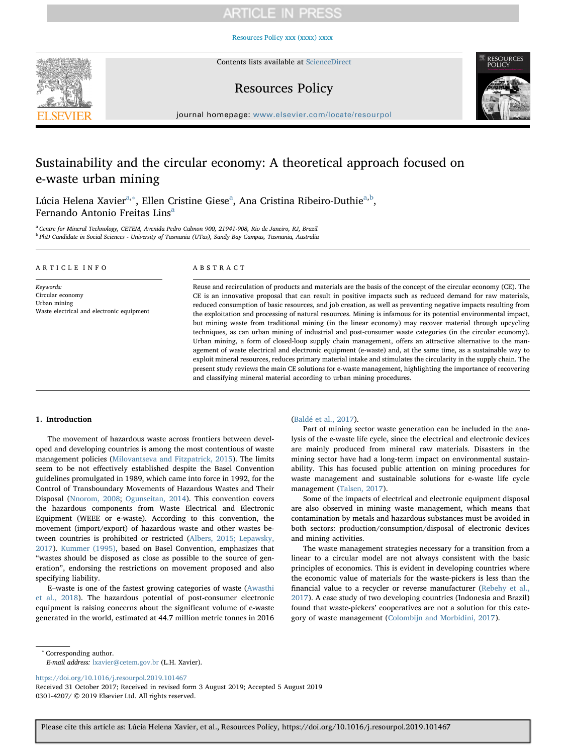# Sustainability and the circular economy: A theoretical approach focused on e-waste urban mining

Lúcia Helena Xavier[a,*], Ellen Cristine Giese[a], Ana Cristina Ribeiro-Duthie[a,b], Fernando Antonio Freitas Lins[a]

[a] Centre for Mineral Technology, CETEM, Avenida Pedro Calmon 900, 21941-908, Rio de Janeiro, RJ, Brazil

[b] PhD Candidate in Social Sciences - University of Tasmania (UTas), Sandy Bay Campus, Tasmania, Australia

## ARTICLE INFO

*Keywords:*
Circular economy
Urban mining
Waste electrical and electronic equipment

## ABSTRACT

Reuse and recirculation of products and materials are the basis of the concept of the circular economy (CE). The CE is an innovative proposal that can result in positive impacts such as reduced demand for raw materials, reduced consumption of basic resources, and job creation, as well as preventing negative impacts resulting from the exploitation and processing of natural resources. Mining is infamous for its potential environmental impact, but mining waste from traditional mining (in the linear economy) may recover material through upcycling techniques, as can urban mining of industrial and post-consumer waste categories (in the circular economy). Urban mining, a form of closed-loop supply chain management, offers an attractive alternative to the management of waste electrical and electronic equipment (e-waste) and, at the same time, as a sustainable way to exploit mineral resources, reduces primary material intake and stimulates the circularity in the supply chain. The present study reviews the main CE solutions for e-waste management, highlighting the importance of recovering and classifying mineral material according to urban mining procedures.

## 1. Introduction

The movement of hazardous waste across frontiers between developed and developing countries is among the most contentious of waste management policies (Milovantseva and Fitzpatrick, 2015). The limits seem to be not effectively established despite the Basel Convention guidelines promulgated in 1989, which came into force in 1992, for the Control of Transboundary Movements of Hazardous Wastes and Their Disposal (Nnorom, 2008; Ogunseitan, 2014). This convention covers the hazardous components from Waste Electrical and Electronic Equipment (WEEE or e-waste). According to this convention, the movement (import/export) of hazardous waste and other wastes between countries is prohibited or restricted (Albers, 2015; Lepawsky, 2017). Kummer (1995), based on Basel Convention, emphasizes that "wastes should be disposed as close as possible to the source of generation", endorsing the restrictions on movement proposed and also specifying liability.

E–waste is one of the fastest growing categories of waste (Awasthi et al., 2018). The hazardous potential of post-consumer electronic equipment is raising concerns about the significant volume of e-waste generated in the world, estimated at 44.7 million metric tonnes in 2016 (Baldé et al., 2017).

Part of mining sector waste generation can be included in the analysis of the e-waste life cycle, since the electrical and electronic devices are mainly produced from mineral raw materials. Disasters in the mining sector have had a long-term impact on environmental sustainability. This has focused public attention on mining procedures for waste management and sustainable solutions for e-waste life cycle management (Talsen, 2017).

Some of the impacts of electrical and electronic equipment disposal are also observed in mining waste management, which means that contamination by metals and hazardous substances must be avoided in both sectors: production/consumption/disposal of electronic devices and mining activities.

The waste management strategies necessary for a transition from a linear to a circular model are not always consistent with the basic principles of economics. This is evident in developing countries where the economic value of materials for the waste-pickers is less than the financial value to a recycler or reverse manufacturer (Rebehy et al., 2017). A case study of two developing countries (Indonesia and Brazil) found that waste-pickers' cooperatives are not a solution for this category of waste management (Colombijn and Morbidini, 2017).

---

[*] Corresponding author.
*E-mail address:* lxavier@cetem.gov.br (L.H. Xavier).

https://doi.org/10.1016/j.resourpol.2019.101467
Received 31 October 2017; Received in revised form 3 August 2019; Accepted 5 August 2019
0301-4207/ © 2019 Elsevier Ltd. All rights reserved.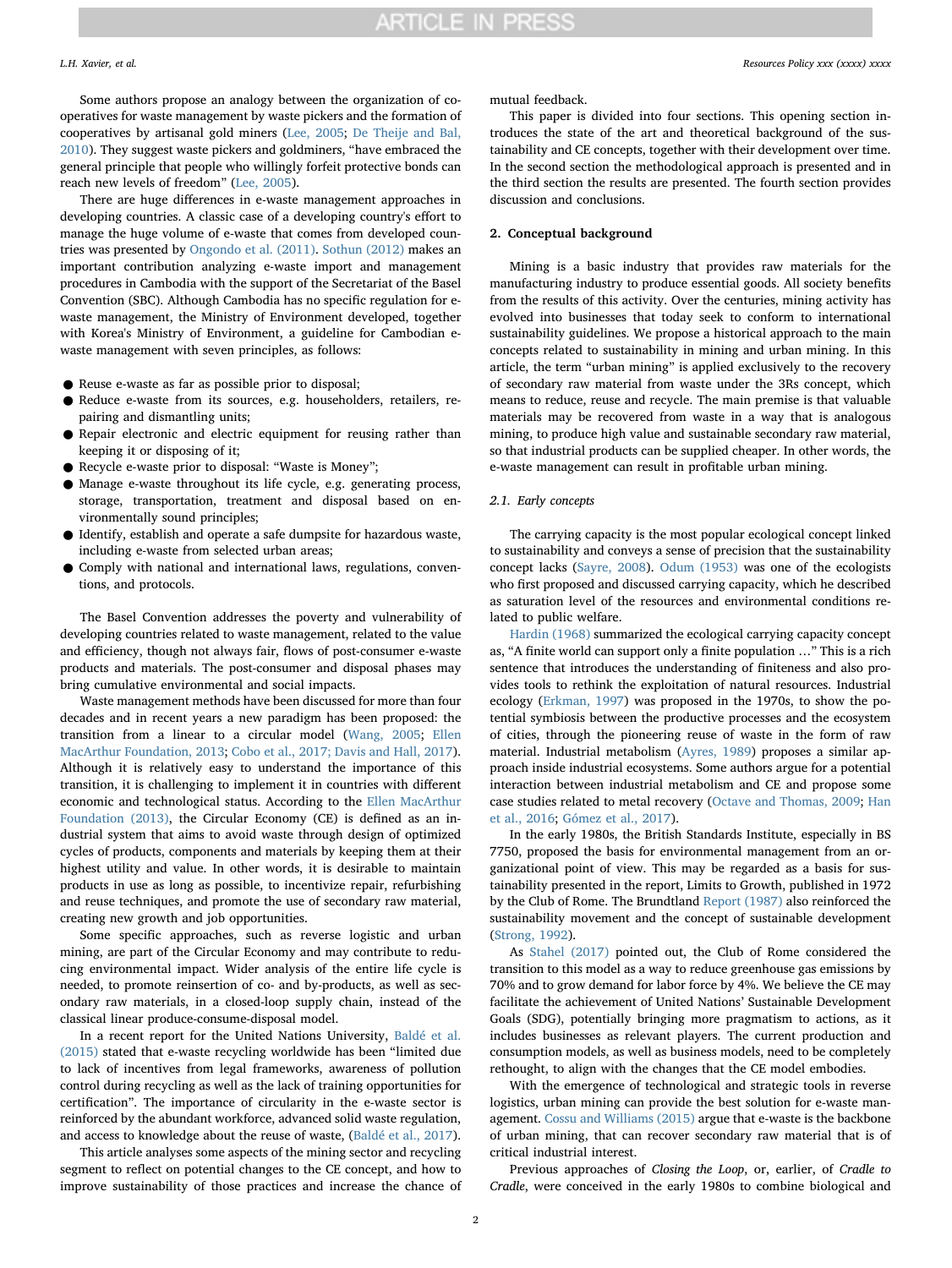Some authors propose an analogy between the organization of cooperatives for waste management by waste pickers and the formation of cooperatives by artisanal gold miners (Lee, 2005; De Theije and Bal, 2010). They suggest waste pickers and goldminers, "have embraced the general principle that people who willingly forfeit protective bonds can reach new levels of freedom" (Lee, 2005).

There are huge differences in e-waste management approaches in developing countries. A classic case of a developing country's effort to manage the huge volume of e-waste that comes from developed countries was presented by Ongondo et al. (2011). Sothun (2012) makes an important contribution analyzing e-waste import and management procedures in Cambodia with the support of the Secretariat of the Basel Convention (SBC). Although Cambodia has no specific regulation for e-waste management, the Ministry of Environment developed, together with Korea's Ministry of Environment, a guideline for Cambodian e-waste management with seven principles, as follows:

- Reuse e-waste as far as possible prior to disposal;
- Reduce e-waste from its sources, e.g. householders, retailers, repairing and dismantling units;
- Repair electronic and electric equipment for reusing rather than keeping it or disposing of it;
- Recycle e-waste prior to disposal: "Waste is Money";
- Manage e-waste throughout its life cycle, e.g. generating process, storage, transportation, treatment and disposal based on environmentally sound principles;
- Identify, establish and operate a safe dumpsite for hazardous waste, including e-waste from selected urban areas;
- Comply with national and international laws, regulations, conventions, and protocols.

The Basel Convention addresses the poverty and vulnerability of developing countries related to waste management, related to the value and efficiency, though not always fair, flows of post-consumer e-waste products and materials. The post-consumer and disposal phases may bring cumulative environmental and social impacts.

Waste management methods have been discussed for more than four decades and in recent years a new paradigm has been proposed: the transition from a linear to a circular model (Wang, 2005; Ellen MacArthur Foundation, 2013; Cobo et al., 2017; Davis and Hall, 2017). Although it is relatively easy to understand the importance of this transition, it is challenging to implement it in countries with different economic and technological status. According to the Ellen MacArthur Foundation (2013), the Circular Economy (CE) is defined as an industrial system that aims to avoid waste through design of optimized cycles of products, components and materials by keeping them at their highest utility and value. In other words, it is desirable to maintain products in use as long as possible, to incentivize repair, refurbishing and reuse techniques, and promote the use of secondary raw material, creating new growth and job opportunities.

Some specific approaches, such as reverse logistic and urban mining, are part of the Circular Economy and may contribute to reducing environmental impact. Wider analysis of the entire life cycle is needed, to promote reinsertion of co- and by-products, as well as secondary raw materials, in a closed-loop supply chain, instead of the classical linear produce-consume-disposal model.

In a recent report for the United Nations University, Baldé et al. (2015) stated that e-waste recycling worldwide has been "limited due to lack of incentives from legal frameworks, awareness of pollution control during recycling as well as the lack of training opportunities for certification". The importance of circularity in the e-waste sector is reinforced by the abundant workforce, advanced solid waste regulation, and access to knowledge about the reuse of waste, (Baldé et al., 2017).

This article analyses some aspects of the mining sector and recycling segment to reflect on potential changes to the CE concept, and how to improve sustainability of those practices and increase the chance of mutual feedback.

This paper is divided into four sections. This opening section introduces the state of the art and theoretical background of the sustainability and CE concepts, together with their development over time. In the second section the methodological approach is presented and in the third section the results are presented. The fourth section provides discussion and conclusions.

## 2. Conceptual background

Mining is a basic industry that provides raw materials for the manufacturing industry to produce essential goods. All society benefits from the results of this activity. Over the centuries, mining activity has evolved into businesses that today seek to conform to international sustainability guidelines. We propose a historical approach to the main concepts related to sustainability in mining and urban mining. In this article, the term "urban mining" is applied exclusively to the recovery of secondary raw material from waste under the 3Rs concept, which means to reduce, reuse and recycle. The main premise is that valuable materials may be recovered from waste in a way that is analogous mining, to produce high value and sustainable secondary raw material, so that industrial products can be supplied cheaper. In other words, the e-waste management can result in profitable urban mining.

### 2.1. Early concepts

The carrying capacity is the most popular ecological concept linked to sustainability and conveys a sense of precision that the sustainability concept lacks (Sayre, 2008). Odum (1953) was one of the ecologists who first proposed and discussed carrying capacity, which he described as saturation level of the resources and environmental conditions related to public welfare.

Hardin (1968) summarized the ecological carrying capacity concept as, "A finite world can support only a finite population …" This is a rich sentence that introduces the understanding of finiteness and also provides tools to rethink the exploitation of natural resources. Industrial ecology (Erkman, 1997) was proposed in the 1970s, to show the potential symbiosis between the productive processes and the ecosystem of cities, through the pioneering reuse of waste in the form of raw material. Industrial metabolism (Ayres, 1989) proposes a similar approach inside industrial ecosystems. Some authors argue for a potential interaction between industrial metabolism and CE and propose some case studies related to metal recovery (Octave and Thomas, 2009; Han et al., 2016; Gómez et al., 2017).

In the early 1980s, the British Standards Institute, especially in BS 7750, proposed the basis for environmental management from an organizational point of view. This may be regarded as a basis for sustainability presented in the report, Limits to Growth, published in 1972 by the Club of Rome. The Brundtland Report (1987) also reinforced the sustainability movement and the concept of sustainable development (Strong, 1992).

As Stahel (2017) pointed out, the Club of Rome considered the transition to this model as a way to reduce greenhouse gas emissions by 70% and to grow demand for labor force by 4%. We believe the CE may facilitate the achievement of United Nations' Sustainable Development Goals (SDG), potentially bringing more pragmatism to actions, as it includes businesses as relevant players. The current production and consumption models, as well as business models, need to be completely rethought, to align with the changes that the CE model embodies.

With the emergence of technological and strategic tools in reverse logistics, urban mining can provide the best solution for e-waste management. Cossu and Williams (2015) argue that e-waste is the backbone of urban mining, that can recover secondary raw material that is of critical industrial interest.

Previous approaches of *Closing the Loop*, or, earlier, of *Cradle to Cradle*, were conceived in the early 1980s to combine biological and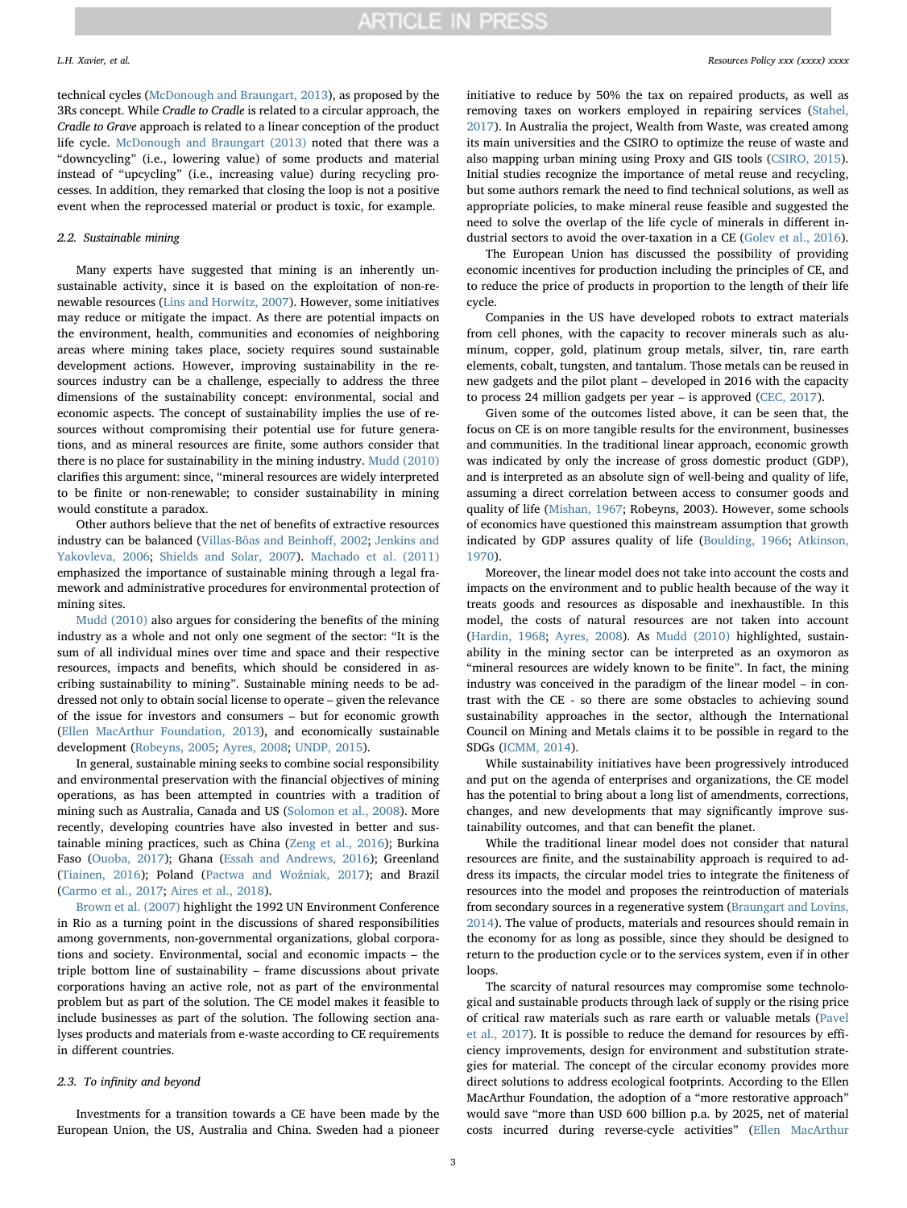technical cycles (McDonough and Braungart, 2013), as proposed by the 3Rs concept. While *Cradle to Cradle* is related to a circular approach, the *Cradle to Grave* approach is related to a linear conception of the product life cycle. McDonough and Braungart (2013) noted that there was a "downcycling" (i.e., lowering value) of some products and material instead of "upcycling" (i.e., increasing value) during recycling processes. In addition, they remarked that closing the loop is not a positive event when the reprocessed material or product is toxic, for example.

### 2.2. Sustainable mining

Many experts have suggested that mining is an inherently unsustainable activity, since it is based on the exploitation of non-renewable resources (Lins and Horwitz, 2007). However, some initiatives may reduce or mitigate the impact. As there are potential impacts on the environment, health, communities and economies of neighboring areas where mining takes place, society requires sound sustainable development actions. However, improving sustainability in the resources industry can be a challenge, especially to address the three dimensions of the sustainability concept: environmental, social and economic aspects. The concept of sustainability implies the use of resources without compromising their potential use for future generations, and as mineral resources are finite, some authors consider that there is no place for sustainability in the mining industry. Mudd (2010) clarifies this argument: since, "mineral resources are widely interpreted to be finite or non-renewable; to consider sustainability in mining would constitute a paradox.

Other authors believe that the net of benefits of extractive resources industry can be balanced (Villas-Bôas and Beinhoff, 2002; Jenkins and Yakovleva, 2006; Shields and Solar, 2007). Machado et al. (2011) emphasized the importance of sustainable mining through a legal framework and administrative procedures for environmental protection of mining sites.

Mudd (2010) also argues for considering the benefits of the mining industry as a whole and not only one segment of the sector: "It is the sum of all individual mines over time and space and their respective resources, impacts and benefits, which should be considered in ascribing sustainability to mining". Sustainable mining needs to be addressed not only to obtain social license to operate – given the relevance of the issue for investors and consumers – but for economic growth (Ellen MacArthur Foundation, 2013), and economically sustainable development (Robeyns, 2005; Ayres, 2008; UNDP, 2015).

In general, sustainable mining seeks to combine social responsibility and environmental preservation with the financial objectives of mining operations, as has been attempted in countries with a tradition of mining such as Australia, Canada and US (Solomon et al., 2008). More recently, developing countries have also invested in better and sustainable mining practices, such as China (Zeng et al., 2016); Burkina Faso (Ouoba, 2017); Ghana (Essah and Andrews, 2016); Greenland (Tiainen, 2016); Poland (Pactwa and Woźniak, 2017); and Brazil (Carmo et al., 2017; Aires et al., 2018).

Brown et al. (2007) highlight the 1992 UN Environment Conference in Rio as a turning point in the discussions of shared responsibilities among governments, non-governmental organizations, global corporations and society. Environmental, social and economic impacts – the triple bottom line of sustainability – frame discussions about private corporations having an active role, not as part of the environmental problem but as part of the solution. The CE model makes it feasible to include businesses as part of the solution. The following section analyses products and materials from e-waste according to CE requirements in different countries.

### 2.3. To infinity and beyond

Investments for a transition towards a CE have been made by the European Union, the US, Australia and China. Sweden had a pioneer initiative to reduce by 50% the tax on repaired products, as well as removing taxes on workers employed in repairing services (Stahel, 2017). In Australia the project, Wealth from Waste, was created among its main universities and the CSIRO to optimize the reuse of waste and also mapping urban mining using Proxy and GIS tools (CSIRO, 2015). Initial studies recognize the importance of metal reuse and recycling, but some authors remark the need to find technical solutions, as well as appropriate policies, to make mineral reuse feasible and suggested the need to solve the overlap of the life cycle of minerals in different industrial sectors to avoid the over-taxation in a CE (Golev et al., 2016).

The European Union has discussed the possibility of providing economic incentives for production including the principles of CE, and to reduce the price of products in proportion to the length of their life cycle.

Companies in the US have developed robots to extract materials from cell phones, with the capacity to recover minerals such as aluminum, copper, gold, platinum group metals, silver, tin, rare earth elements, cobalt, tungsten, and tantalum. Those metals can be reused in new gadgets and the pilot plant – developed in 2016 with the capacity to process 24 million gadgets per year – is approved (CEC, 2017).

Given some of the outcomes listed above, it can be seen that, the focus on CE is on more tangible results for the environment, businesses and communities. In the traditional linear approach, economic growth was indicated by only the increase of gross domestic product (GDP), and is interpreted as an absolute sign of well-being and quality of life, assuming a direct correlation between access to consumer goods and quality of life (Mishan, 1967; Robeyns, 2003). However, some schools of economics have questioned this mainstream assumption that growth indicated by GDP assures quality of life (Boulding, 1966; Atkinson, 1970).

Moreover, the linear model does not take into account the costs and impacts on the environment and to public health because of the way it treats goods and resources as disposable and inexhaustible. In this model, the costs of natural resources are not taken into account (Hardin, 1968; Ayres, 2008). As Mudd (2010) highlighted, sustainability in the mining sector can be interpreted as an oxymoron as "mineral resources are widely known to be finite". In fact, the mining industry was conceived in the paradigm of the linear model – in contrast with the CE - so there are some obstacles to achieving sound sustainability approaches in the sector, although the International Council on Mining and Metals claims it to be possible in regard to the SDGs (ICMM, 2014).

While sustainability initiatives have been progressively introduced and put on the agenda of enterprises and organizations, the CE model has the potential to bring about a long list of amendments, corrections, changes, and new developments that may significantly improve sustainability outcomes, and that can benefit the planet.

While the traditional linear model does not consider that natural resources are finite, and the sustainability approach is required to address its impacts, the circular model tries to integrate the finiteness of resources into the model and proposes the reintroduction of materials from secondary sources in a regenerative system (Braungart and Lovins, 2014). The value of products, materials and resources should remain in the economy for as long as possible, since they should be designed to return to the production cycle or to the services system, even if in other loops.

The scarcity of natural resources may compromise some technological and sustainable products through lack of supply or the rising price of critical raw materials such as rare earth or valuable metals (Pavel et al., 2017). It is possible to reduce the demand for resources by efficiency improvements, design for environment and substitution strategies for material. The concept of the circular economy provides more direct solutions to address ecological footprints. According to the Ellen MacArthur Foundation, the adoption of a "more restorative approach" would save "more than USD 600 billion p.a. by 2025, net of material costs incurred during reverse-cycle activities" (Ellen MacArthur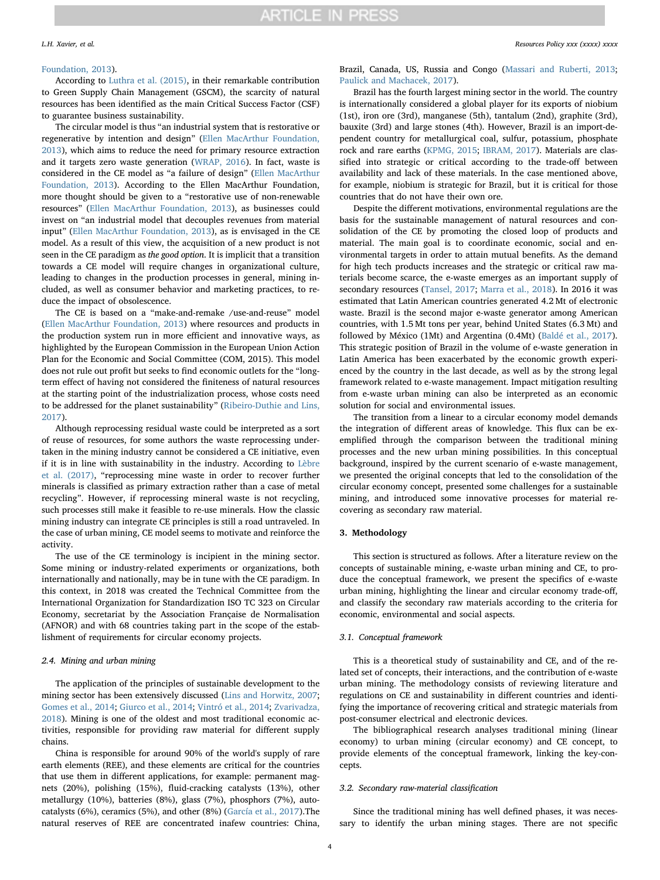Foundation, 2013).

According to Luthra et al. (2015), in their remarkable contribution to Green Supply Chain Management (GSCM), the scarcity of natural resources has been identified as the main Critical Success Factor (CSF) to guarantee business sustainability.

The circular model is thus "an industrial system that is restorative or regenerative by intention and design" (Ellen MacArthur Foundation, 2013), which aims to reduce the need for primary resource extraction and it targets zero waste generation (WRAP, 2016). In fact, waste is considered in the CE model as "a failure of design" (Ellen MacArthur Foundation, 2013). According to the Ellen MacArthur Foundation, more thought should be given to a "restorative use of non-renewable resources" (Ellen MacArthur Foundation, 2013), as businesses could invest on "an industrial model that decouples revenues from material input" (Ellen MacArthur Foundation, 2013), as is envisaged in the CE model. As a result of this view, the acquisition of a new product is not seen in the CE paradigm as *the good option*. It is implicit that a transition towards a CE model will require changes in organizational culture, leading to changes in the production processes in general, mining included, as well as consumer behavior and marketing practices, to reduce the impact of obsolescence.

The CE is based on a "make-and-remake /use-and-reuse" model (Ellen MacArthur Foundation, 2013) where resources and products in the production system run in more efficient and innovative ways, as highlighted by the European Commission in the European Union Action Plan for the Economic and Social Committee (COM, 2015). This model does not rule out profit but seeks to find economic outlets for the "long-term effect of having not considered the finiteness of natural resources at the starting point of the industrialization process, whose costs need to be addressed for the planet sustainability" (Ribeiro-Duthie and Lins, 2017).

Although reprocessing residual waste could be interpreted as a sort of reuse of resources, for some authors the waste reprocessing undertaken in the mining industry cannot be considered a CE initiative, even if it is in line with sustainability in the industry. According to Lèbre et al. (2017), "reprocessing mine waste in order to recover further minerals is classified as primary extraction rather than a case of metal recycling". However, if reprocessing mineral waste is not recycling, such processes still make it feasible to re-use minerals. How the classic mining industry can integrate CE principles is still a road untraveled. In the case of urban mining, CE model seems to motivate and reinforce the activity.

The use of the CE terminology is incipient in the mining sector. Some mining or industry-related experiments or organizations, both internationally and nationally, may be in tune with the CE paradigm. In this context, in 2018 was created the Technical Committee from the International Organization for Standardization ISO TC 323 on Circular Economy, secretariat by the Association Française de Normalisation (AFNOR) and with 68 countries taking part in the scope of the establishment of requirements for circular economy projects.

### 2.4. Mining and urban mining

The application of the principles of sustainable development to the mining sector has been extensively discussed (Lins and Horwitz, 2007; Gomes et al., 2014; Giurco et al., 2014; Vintró et al., 2014; Zvarivadza, 2018). Mining is one of the oldest and most traditional economic activities, responsible for providing raw material for different supply chains.

China is responsible for around 90% of the world's supply of rare earth elements (REE), and these elements are critical for the countries that use them in different applications, for example: permanent magnets (20%), polishing (15%), fluid-cracking catalysts (13%), other metallurgy (10%), batteries (8%), glass (7%), phosphors (7%), autocatalysts (6%), ceramics (5%), and other (8%) (García et al., 2017).The natural reserves of REE are concentrated inafew countries: China, Brazil, Canada, US, Russia and Congo (Massari and Ruberti, 2013; Paulick and Machacek, 2017).

Brazil has the fourth largest mining sector in the world. The country is internationally considered a global player for its exports of niobium (1st), iron ore (3rd), manganese (5th), tantalum (2nd), graphite (3rd), bauxite (3rd) and large stones (4th). However, Brazil is an import-dependent country for metallurgical coal, sulfur, potassium, phosphate rock and rare earths (KPMG, 2015; IBRAM, 2017). Materials are classified into strategic or critical according to the trade-off between availability and lack of these materials. In the case mentioned above, for example, niobium is strategic for Brazil, but it is critical for those countries that do not have their own ore.

Despite the different motivations, environmental regulations are the basis for the sustainable management of natural resources and consolidation of the CE by promoting the closed loop of products and material. The main goal is to coordinate economic, social and environmental targets in order to attain mutual benefits. As the demand for high tech products increases and the strategic or critical raw materials become scarce, the e-waste emerges as an important supply of secondary resources (Tansel, 2017; Marra et al., 2018). In 2016 it was estimated that Latin American countries generated 4.2 Mt of electronic waste. Brazil is the second major e-waste generator among American countries, with 1.5 Mt tons per year, behind United States (6.3 Mt) and followed by México (1Mt) and Argentina (0.4Mt) (Baldé et al., 2017). This strategic position of Brazil in the volume of e-waste generation in Latin America has been exacerbated by the economic growth experienced by the country in the last decade, as well as by the strong legal framework related to e-waste management. Impact mitigation resulting from e-waste urban mining can also be interpreted as an economic solution for social and environmental issues.

The transition from a linear to a circular economy model demands the integration of different areas of knowledge. This flux can be exemplified through the comparison between the traditional mining processes and the new urban mining possibilities. In this conceptual background, inspired by the current scenario of e-waste management, we presented the original concepts that led to the consolidation of the circular economy concept, presented some challenges for a sustainable mining, and introduced some innovative processes for material recovering as secondary raw material.

## 3. Methodology

This section is structured as follows. After a literature review on the concepts of sustainable mining, e-waste urban mining and CE, to produce the conceptual framework, we present the specifics of e-waste urban mining, highlighting the linear and circular economy trade-off, and classify the secondary raw materials according to the criteria for economic, environmental and social aspects.

### 3.1. Conceptual framework

This is a theoretical study of sustainability and CE, and of the related set of concepts, their interactions, and the contribution of e-waste urban mining. The methodology consists of reviewing literature and regulations on CE and sustainability in different countries and identifying the importance of recovering critical and strategic materials from post-consumer electrical and electronic devices.

The bibliographical research analyses traditional mining (linear economy) to urban mining (circular economy) and CE concept, to provide elements of the conceptual framework, linking the key-concepts.

### 3.2. Secondary raw-material classification

Since the traditional mining has well defined phases, it was necessary to identify the urban mining stages. There are not specific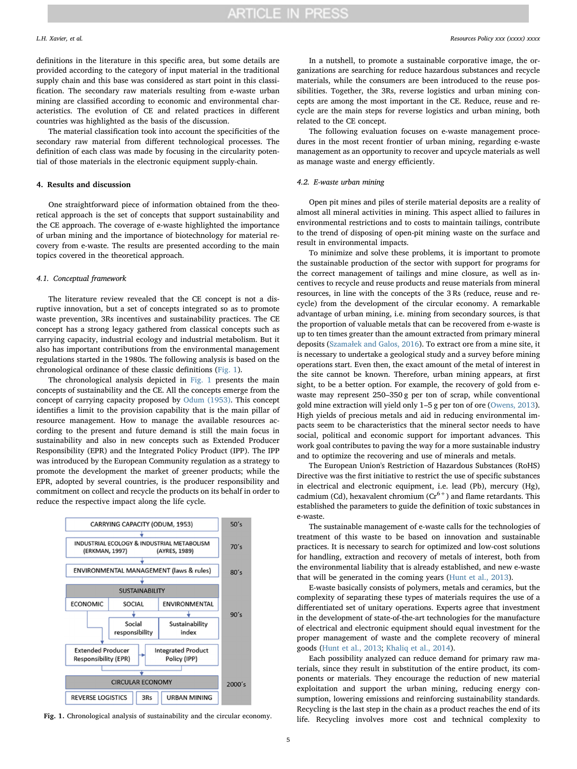definitions in the literature in this specific area, but some details are provided according to the category of input material in the traditional supply chain and this base was considered as start point in this classification. The secondary raw materials resulting from e-waste urban mining are classified according to economic and environmental characteristics. The evolution of CE and related practices in different countries was highlighted as the basis of the discussion.

The material classification took into account the specificities of the secondary raw material from different technological processes. The definition of each class was made by focusing on the circularity potential of those materials in the electronic equipment supply-chain.

## 4. Results and discussion

One straightforward piece of information obtained from the theoretical approach is the set of concepts that support sustainability and the CE approach. The coverage of e-waste highlighted the importance of urban mining and the importance of biotechnology for material recovery from e-waste. The results are presented according to the main topics covered in the theoretical approach.

### 4.1. Conceptual framework

The literature review revealed that the CE concept is not a disruptive innovation, but a set of concepts integrated so as to promote waste prevention, 3Rs incentives and sustainability practices. The CE concept has a strong legacy gathered from classical concepts such as carrying capacity, industrial ecology and industrial metabolism. But it also has important contributions from the environmental management regulations started in the 1980s. The following analysis is based on the chronological ordinance of these classic definitions (Fig. 1).

The chronological analysis depicted in Fig. 1 presents the main concepts of sustainability and the CE. All the concepts emerge from the concept of carrying capacity proposed by Odum (1953). This concept identifies a limit to the provision capability that is the main pillar of resource management. How to manage the available resources according to the present and future demand is still the main focus in sustainability and also in new concepts such as Extended Producer Responsibility (EPR) and the Integrated Policy Product (IPP). The IPP was introduced by the European Community regulation as a strategy to promote the development the market of greener products; while the EPR, adopted by several countries, is the producer responsibility and commitment on collect and recycle the products on its behalf in order to reduce the respective impact along the life cycle.

| | | | |
|---|---|---|---|
| CARRYING CAPACITY (ODUM, 1953) | | | 50's |
| INDUSTRIAL ECOLOGY & INDUSTRIAL METABOLISM (ERKMAN, 1997) (AYRES, 1989) | | | 70's |
| ENVIRONMENTAL MANAGEMENT (laws & rules) | | | 80's |
| SUSTAINABILITY | | | 90's |
| ECONOMIC | SOCIAL | ENVIRONMENTAL | |
| | Social responsibility | Sustainability index | |
| Extended Producer Responsibility (EPR) | Integrated Product Policy (IPP) | | |
| CIRCULAR ECONOMY | | | 2000's |
| REVERSE LOGISTICS | 3Rs | URBAN MINING | |

**Fig. 1.** Chronological analysis of sustainability and the circular economy.

In a nutshell, to promote a sustainable corporative image, the organizations are searching for reduce hazardous substances and recycle materials, while the consumers are been introduced to the reuse possibilities. Together, the 3Rs, reverse logistics and urban mining concepts are among the most important in the CE. Reduce, reuse and recycle are the main steps for reverse logistics and urban mining, both related to the CE concept.

The following evaluation focuses on e-waste management procedures in the most recent frontier of urban mining, regarding e-waste management as an opportunity to recover and upcycle materials as well as manage waste and energy efficiently.

### 4.2. E-waste urban mining

Open pit mines and piles of sterile material deposits are a reality of almost all mineral activities in mining. This aspect allied to failures in environmental restrictions and to costs to maintain tailings, contribute to the trend of disposing of open-pit mining waste on the surface and result in environmental impacts.

To minimize and solve these problems, it is important to promote the sustainable production of the sector with support for programs for the correct management of tailings and mine closure, as well as incentives to recycle and reuse products and reuse materials from mineral resources, in line with the concepts of the 3 Rs (reduce, reuse and recycle) from the development of the circular economy. A remarkable advantage of urban mining, i.e. mining from secondary sources, is that the proportion of valuable metals that can be recovered from e-waste is up to ten times greater than the amount extracted from primary mineral deposits (Szamałek and Galos, 2016). To extract ore from a mine site, it is necessary to undertake a geological study and a survey before mining operations start. Even then, the exact amount of the metal of interest in the site cannot be known. Therefore, urban mining appears, at first sight, to be a better option. For example, the recovery of gold from e-waste may represent 250–350 g per ton of scrap, while conventional gold mine extraction will yield only 1–5 g per ton of ore (Owens, 2013). High yields of precious metals and aid in reducing environmental impacts seem to be characteristics that the mineral sector needs to have social, political and economic support for important advances. This work goal contributes to paving the way for a more sustainable industry and to optimize the recovering and use of minerals and metals.

The European Union's Restriction of Hazardous Substances (RoHS) Directive was the first initiative to restrict the use of specific substances in electrical and electronic equipment, i.e. lead (Pb), mercury (Hg), cadmium (Cd), hexavalent chromium ($Cr^{6+}$) and flame retardants. This established the parameters to guide the definition of toxic substances in e-waste.

The sustainable management of e-waste calls for the technologies of treatment of this waste to be based on innovation and sustainable practices. It is necessary to search for optimized and low-cost solutions for handling, extraction and recovery of metals of interest, both from the environmental liability that is already established, and new e-waste that will be generated in the coming years (Hunt et al., 2013).

E-waste basically consists of polymers, metals and ceramics, but the complexity of separating these types of materials requires the use of a differentiated set of unitary operations. Experts agree that investment in the development of state-of-the-art technologies for the manufacture of electrical and electronic equipment should equal investment for the proper management of waste and the complete recovery of mineral goods (Hunt et al., 2013; Khaliq et al., 2014).

Each possibility analyzed can reduce demand for primary raw materials, since they result in substitution of the entire product, its components or materials. They encourage the reduction of new material exploitation and support the urban mining, reducing energy consumption, lowering emissions and reinforcing sustainability standards. Recycling is the last step in the chain as a product reaches the end of its life. Recycling involves more cost and technical complexity to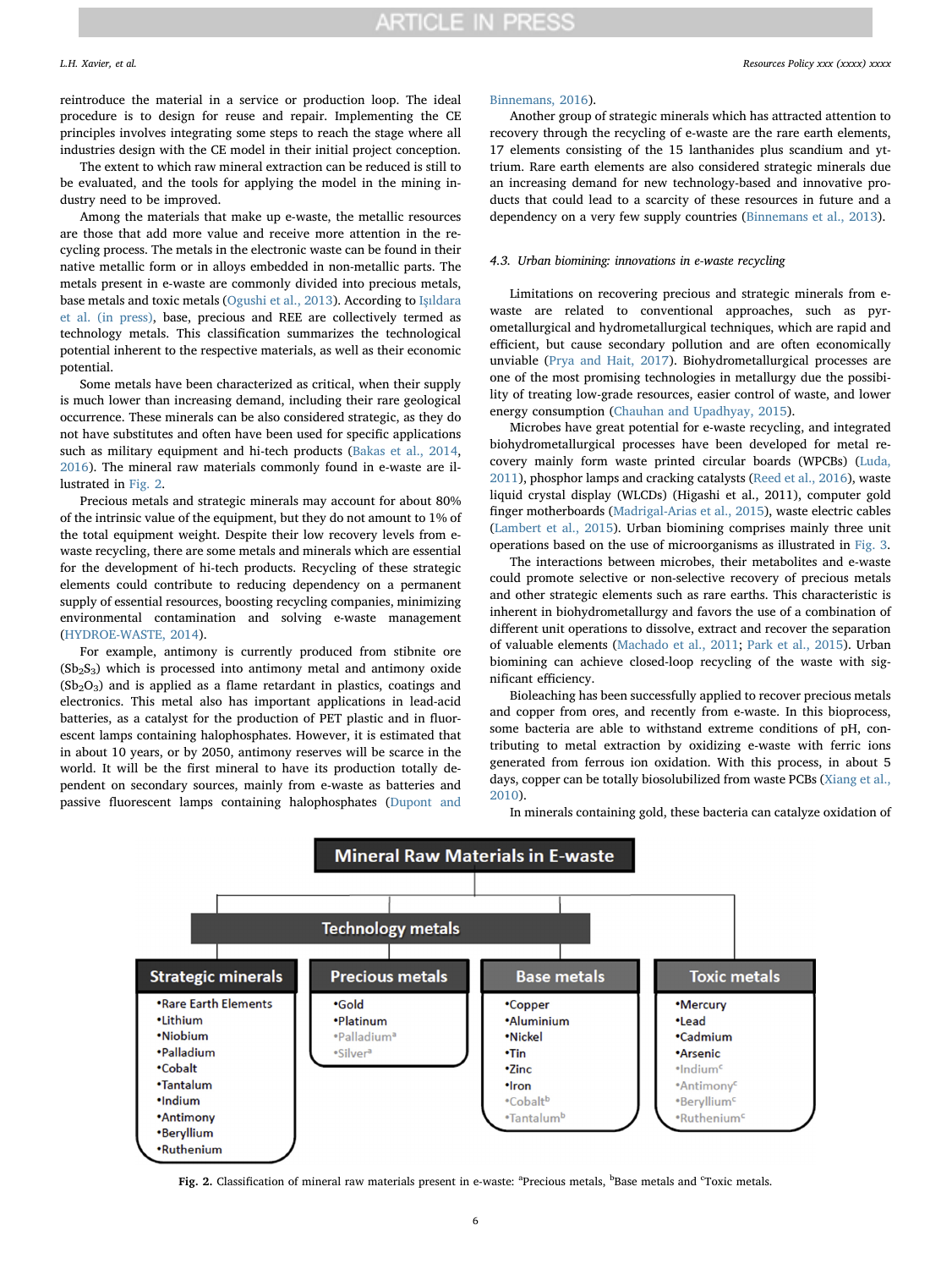reintroduce the material in a service or production loop. The ideal procedure is to design for reuse and repair. Implementing the CE principles involves integrating some steps to reach the stage where all industries design with the CE model in their initial project conception.

The extent to which raw mineral extraction can be reduced is still to be evaluated, and the tools for applying the model in the mining industry need to be improved.

Among the materials that make up e-waste, the metallic resources are those that add more value and receive more attention in the recycling process. The metals in the electronic waste can be found in their native metallic form or in alloys embedded in non-metallic parts. The metals present in e-waste are commonly divided into precious metals, base metals and toxic metals (Ogushi et al., 2013). According to Işıldara et al. (in press), base, precious and REE are collectively termed as technology metals. This classification summarizes the technological potential inherent to the respective materials, as well as their economic potential.

Some metals have been characterized as critical, when their supply is much lower than increasing demand, including their rare geological occurrence. These minerals can be also considered strategic, as they do not have substitutes and often have been used for specific applications such as military equipment and hi-tech products (Bakas et al., 2014, 2016). The mineral raw materials commonly found in e-waste are illustrated in Fig. 2.

Precious metals and strategic minerals may account for about 80% of the intrinsic value of the equipment, but they do not amount to 1% of the total equipment weight. Despite their low recovery levels from e-waste recycling, there are some metals and minerals which are essential for the development of hi-tech products. Recycling of these strategic elements could contribute to reducing dependency on a permanent supply of essential resources, boosting recycling companies, minimizing environmental contamination and solving e-waste management (HYDROE-WASTE, 2014).

For example, antimony is currently produced from stibnite ore ($Sb_2S_3$) which is processed into antimony metal and antimony oxide ($Sb_2O_3$) and is applied as a flame retardant in plastics, coatings and electronics. This metal also has important applications in lead-acid batteries, as a catalyst for the production of PET plastic and in fluorescent lamps containing halophosphates. However, it is estimated that in about 10 years, or by 2050, antimony reserves will be scarce in the world. It will be the first mineral to have its production totally dependent on secondary sources, mainly from e-waste as batteries and passive fluorescent lamps containing halophosphates (Dupont and Binnemans, 2016).

Another group of strategic minerals which has attracted attention to recovery through the recycling of e-waste are the rare earth elements, 17 elements consisting of the 15 lanthanides plus scandium and yttrium. Rare earth elements are also considered strategic minerals due an increasing demand for new technology-based and innovative products that could lead to a scarcity of these resources in future and a dependency on a very few supply countries (Binnemans et al., 2013).

### 4.3. *Urban biomining: innovations in e-waste recycling*

Limitations on recovering precious and strategic minerals from e-waste are related to conventional approaches, such as pyrometallurgical and hydrometallurgical techniques, which are rapid and efficient, but cause secondary pollution and are often economically unviable (Prya and Hait, 2017). Biohydrometallurgical processes are one of the most promising technologies in metallurgy due the possibility of treating low-grade resources, easier control of waste, and lower energy consumption (Chauhan and Upadhyay, 2015).

Microbes have great potential for e-waste recycling, and integrated biohydrometallurgical processes have been developed for metal recovery mainly form waste printed circular boards (WPCBs) (Luda, 2011), phosphor lamps and cracking catalysts (Reed et al., 2016), waste liquid crystal display (WLCDs) (Higashi et al., 2011), computer gold finger motherboards (Madrigal-Arias et al., 2015), waste electric cables (Lambert et al., 2015). Urban biomining comprises mainly three unit operations based on the use of microorganisms as illustrated in Fig. 3.

The interactions between microbes, their metabolites and e-waste could promote selective or non-selective recovery of precious metals and other strategic elements such as rare earths. This characteristic is inherent in biohydrometallurgy and favors the use of a combination of different unit operations to dissolve, extract and recover the separation of valuable elements (Machado et al., 2011; Park et al., 2015). Urban biomining can achieve closed-loop recycling of the waste with significant efficiency.

Bioleaching has been successfully applied to recover precious metals and copper from ores, and recently from e-waste. In this bioprocess, some bacteria are able to withstand extreme conditions of pH, contributing to metal extraction by oxidizing e-waste with ferric ions generated from ferrous ion oxidation. With this process, in about 5 days, copper can be totally biosolubilized from waste PCBs (Xiang et al., 2010).

In minerals containing gold, these bacteria can catalyze oxidation of

**Mineral Raw Materials in E-waste**

| Strategic minerals | Precious metals | Base metals | Toxic metals |
|---|---|---|---|
| | Technology metals | | |
| •Rare Earth Elements | •Gold | •Copper | •Mercury |
| •Lithium | •Platinum | •Aluminium | •Lead |
| •Niobium | •Palladium[a] | •Nickel | •Cadmium |
| •Palladium | •Silver[a] | •Tin | •Arsenic |
| •Cobalt | | •Zinc | •Indium[c] |
| •Tantalum | | •Iron | •Antimony[c] |
| •Indium | | •Cobalt[b] | •Beryllium[c] |
| •Antimony | | •Tantalum[b] | •Ruthenium[c] |
| •Beryllium | | | |
| •Ruthenium | | | |

**Fig. 2.** Classification of mineral raw materials present in e-waste: [a]Precious metals, [b]Base metals and [c]Toxic metals.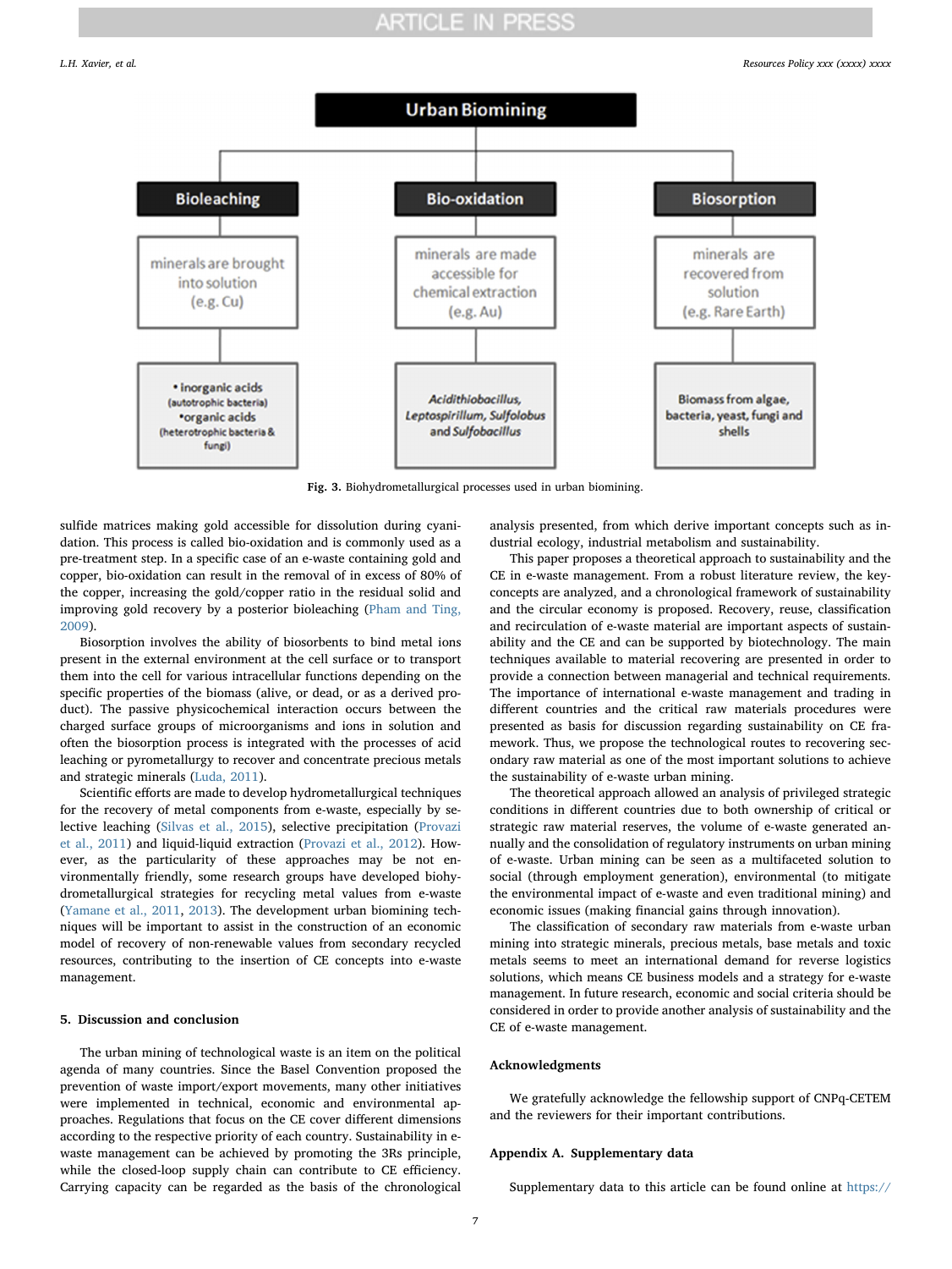**Urban Biomining**

| Bioleaching | Bio-oxidation | Biosorption |
|---|---|---|
| minerals are brought into solution (e.g. Cu) | minerals are made accessible for chemical extraction (e.g. Au) | minerals are recovered from solution (e.g. Rare Earth) |
| • inorganic acids (autotrophic bacteria) •organic acids (heterotrophic bacteria & fungi) | *Acidithiobacillus*, *Leptospirillum*, *Sulfolobus* and *Sulfobacillus* | Biomass from algae, bacteria, yeast, fungi and shells |

**Fig. 3.** Biohydrometallurgical processes used in urban biomining.

sulfide matrices making gold accessible for dissolution during cyanidation. This process is called bio-oxidation and is commonly used as a pre-treatment step. In a specific case of an e-waste containing gold and copper, bio-oxidation can result in the removal of in excess of 80% of the copper, increasing the gold/copper ratio in the residual solid and improving gold recovery by a posterior bioleaching (Pham and Ting, 2009).

Biosorption involves the ability of biosorbents to bind metal ions present in the external environment at the cell surface or to transport them into the cell for various intracellular functions depending on the specific properties of the biomass (alive, or dead, or as a derived product). The passive physicochemical interaction occurs between the charged surface groups of microorganisms and ions in solution and often the biosorption process is integrated with the processes of acid leaching or pyrometallurgy to recover and concentrate precious metals and strategic minerals (Luda, 2011).

Scientific efforts are made to develop hydrometallurgical techniques for the recovery of metal components from e-waste, especially by selective leaching (Silvas et al., 2015), selective precipitation (Provazi et al., 2011) and liquid-liquid extraction (Provazi et al., 2012). However, as the particularity of these approaches may be not environmentally friendly, some research groups have developed biohydrometallurgical strategies for recycling metal values from e-waste (Yamane et al., 2011, 2013). The development urban biomining techniques will be important to assist in the construction of an economic model of recovery of non-renewable values from secondary recycled resources, contributing to the insertion of CE concepts into e-waste management.

## 5. Discussion and conclusion

The urban mining of technological waste is an item on the political agenda of many countries. Since the Basel Convention proposed the prevention of waste import/export movements, many other initiatives were implemented in technical, economic and environmental approaches. Regulations that focus on the CE cover different dimensions according to the respective priority of each country. Sustainability in e-waste management can be achieved by promoting the 3Rs principle, while the closed-loop supply chain can contribute to CE efficiency. Carrying capacity can be regarded as the basis of the chronological analysis presented, from which derive important concepts such as industrial ecology, industrial metabolism and sustainability.

This paper proposes a theoretical approach to sustainability and the CE in e-waste management. From a robust literature review, the key-concepts are analyzed, and a chronological framework of sustainability and the circular economy is proposed. Recovery, reuse, classification and recirculation of e-waste material are important aspects of sustainability and the CE and can be supported by biotechnology. The main techniques available to material recovering are presented in order to provide a connection between managerial and technical requirements. The importance of international e-waste management and trading in different countries and the critical raw materials procedures were presented as basis for discussion regarding sustainability on CE framework. Thus, we propose the technological routes to recovering secondary raw material as one of the most important solutions to achieve the sustainability of e-waste urban mining.

The theoretical approach allowed an analysis of privileged strategic conditions in different countries due to both ownership of critical or strategic raw material reserves, the volume of e-waste generated annually and the consolidation of regulatory instruments on urban mining of e-waste. Urban mining can be seen as a multifaceted solution to social (through employment generation), environmental (to mitigate the environmental impact of e-waste and even traditional mining) and economic issues (making financial gains through innovation).

The classification of secondary raw materials from e-waste urban mining into strategic minerals, precious metals, base metals and toxic metals seems to meet an international demand for reverse logistics solutions, which means CE business models and a strategy for e-waste management. In future research, economic and social criteria should be considered in order to provide another analysis of sustainability and the CE of e-waste management.

## Acknowledgments

We gratefully acknowledge the fellowship support of CNPq-CETEM and the reviewers for their important contributions.

## Appendix A. Supplementary data

Supplementary data to this article can be found online at https://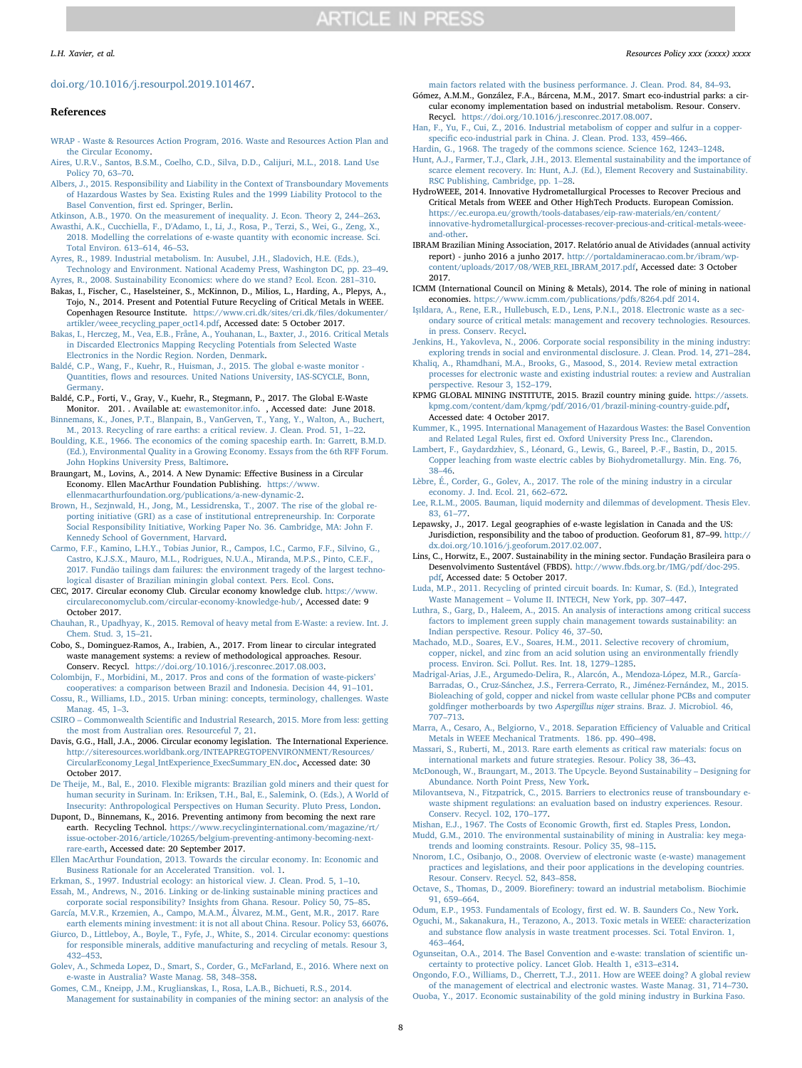doi.org/10.1016/j.resourpol.2019.101467.

## References

WRAP - Waste & Resources Action Program, 2016. Waste and Resources Action Plan and the Circular Economy.

Aires, U.R.V., Santos, B.S.M., Coelho, C.D., Silva, D.D., Calijuri, M.L., 2018. Land Use Policy 70, 63–70.

Albers, J., 2015. Responsibility and Liability in the Context of Transboundary Movements of Hazardous Wastes by Sea. Existing Rules and the 1999 Liability Protocol to the Basel Convention, first ed. Springer, Berlin.

Atkinson, A.B., 1970. On the measurement of inequality. J. Econ. Theory 2, 244–263.

Awasthi, A.K., Cucchiella, F., D'Adamo, I., Li, J., Rosa, P., Terzi, S., Wei, G., Zeng, X., 2018. Modelling the correlations of e-waste quantity with economic increase. Sci. Total Environ. 613–614, 46–53.

Ayres, R., 1989. Industrial metabolism. In: Ausubel, J.H., Sladovich, H.E. (Eds.), Technology and Environment. National Academy Press, Washington DC, pp. 23–49.

Ayres, R., 2008. Sustainability Economics: where do we stand? Ecol. Econ. 281–310.

Bakas, I., Fischer, C., Haselsteiner, S., McKinnon, D., Milios, L., Harding, A., Plepys, A., Tojo, N., 2014. Present and Potential Future Recycling of Critical Metals in WEEE. Copenhagen Resource Institute. https://www.cri.dk/sites/cri.dk/files/dokumenter/artikler/weee_recycling_paper_oct14.pdf, Accessed date: 5 October 2017.

Bakas, I., Herczeg, M., Vea, E.B., Fråne, A., Youhanan, L., Baxter, J., 2016. Critical Metals in Discarded Electronics Mapping Recycling Potentials from Selected Waste Electronics in the Nordic Region. Norden, Denmark.

Baldé, C.P., Wang, F., Kuehr, R., Huisman, J., 2015. The global e-waste monitor - Quantities, flows and resources. United Nations University, IAS-SCYCLE, Bonn, Germany.

Baldé, C.P., Forti, V., Gray, V., Kuehr, R., Stegmann, P., 2017. The Global E-Waste Monitor. 201. . Available at: ewastemonitor.info. , Accessed date: June 2018.

Binnemans, K., Jones, P.T., Blanpain, B., VanGerven, T., Yang, Y., Walton, A., Buchert, M., 2013. Recycling of rare earths: a critical review. J. Clean. Prod. 51, 1–22.

Boulding, K.E., 1966. The economics of the coming spaceship earth. In: Garrett, B.M.D. (Ed.), Environmental Quality in a Growing Economy. Essays from the 6th RFF Forum. John Hopkins University Press, Baltimore.

Braungart, M., Lovins, A., 2014. A New Dynamic: Effective Business in a Circular Economy. Ellen MacArthur Foundation Publishing. https://www.ellenmacarthurfoundation.org/publications/a-new-dynamic-2.

Brown, H., Sezjnwald, H., Jong, M., Lessidrenska, T., 2007. The rise of the global reporting initiative (GRI) as a case of institutional entrepreneurship. In: Corporate Social Responsibility Initiative, Working Paper No. 36. Cambridge, MA: John F. Kennedy School of Government, Harvard.

Carmo, F.F., Kamino, L.H.Y., Tobias Junior, R., Campos, I.C., Carmo, F.F., Silvino, G., Castro, K.J.S.X., Mauro, M.L., Rodrigues, N.U.A., Miranda, M.P.S., Pinto, C.E.F., 2017. Fundão tailings dam failures: the environment tragedy of the largest technological disaster of Brazilian miningin global context. Pers. Ecol. Cons.

CEC, 2017. Circular economy Club. Circular economy knowledge club. https://www.circulareconomyclub.com/circular-economy-knowledge-hub/, Accessed date: 9 October 2017.

Chauhan, R., Upadhyay, K., 2015. Removal of heavy metal from E-Waste: a review. Int. J. Chem. Stud. 3, 15–21.

Cobo, S., Dominguez-Ramos, A., Irabien, A., 2017. From linear to circular integrated waste management systems: a review of methodological approaches. Resour. Conserv. Recycl. https://doi.org/10.1016/j.resconrec.2017.08.003.

Colombijn, F., Morbidini, M., 2017. Pros and cons of the formation of waste-pickers' cooperatives: a comparison between Brazil and Indonesia. Decision 44, 91–101.

Cossu, R., Williams, I.D., 2015. Urban mining: concepts, terminology, challenges. Waste Manag. 45, 1–3.

CSIRO – Commonwealth Scientific and Industrial Research, 2015. More from less: getting the most from Australian ores. Resourceful 7, 21.

Davis, G.G., Hall, J.A., 2006. Circular economy legislation. The International Experience. http://siteresources.worldbank.org/INTEAPREGTOPENVIRONMENT/Resources/CircularEconomy_Legal_IntExperience_ExecSummary_EN.doc, Accessed date: 30 October 2017.

De Theije, M., Bal, E., 2010. Flexible migrants: Brazilian gold miners and their quest for human security in Surinam. In: Eriksen, T.H., Bal, E., Salemink, O. (Eds.), A World of Insecurity: Anthropological Perspectives on Human Security. Pluto Press, London.

Dupont, D., Binnemans, K., 2016. Preventing antimony from becoming the next rare earth. Recycling Technol. https://www.recyclinginternational.com/magazine/rt/issue-october-2016/article/10265/belgium-preventing-antimony-becoming-next-rare-earth, Accessed date: 20 September 2017.

Ellen MacArthur Foundation, 2013. Towards the circular economy. In: Economic and Business Rationale for an Accelerated Transition. vol. 1.

Erkman, S., 1997. Industrial ecology: an historical view. J. Clean. Prod. 5, 1–10.

Essah, M., Andrews, N., 2016. Linking or de-linking sustainable mining practices and corporate social responsibility? Insights from Ghana. Resour. Policy 50, 75–85.

García, M.V.R., Krzemien, A., Campo, M.A.M., Álvarez, M.M., Gent, M.R., 2017. Rare earth elements mining investment: it is not all about China. Resour. Policy 53, 66076.

Giurco, D., Littleboy, A., Boyle, T., Fyfe, J., White, S., 2014. Circular economy: questions for responsible minerals, additive manufacturing and recycling of metals. Resour 3, 432–453.

Golev, A., Schmeda Lopez, D., Smart, S., Corder, G., McFarland, E., 2016. Where next on e-waste in Australia? Waste Manag. 58, 348–358.

Gomes, C.M., Kneipp, J.M., Kruglianskas, I., Rosa, L.A.B., Bichueti, R.S., 2014. Management for sustainability in companies of the mining sector: an analysis of the main factors related with the business performance. J. Clean. Prod. 84, 84–93.

Gómez, A.M.M., González, F.A., Bárcena, M.M., 2017. Smart eco-industrial parks: a circular economy implementation based on industrial metabolism. Resour. Conserv. Recycl. https://doi.org/10.1016/j.resconrec.2017.08.007.

Han, F., Yu, F., Cui, Z., 2016. Industrial metabolism of copper and sulfur in a copper-specific eco-industrial park in China. J. Clean. Prod. 133, 459–466.

Hardin, G., 1968. The tragedy of the commons science. Science 162, 1243–1248.

Hunt, A.J., Farmer, T.J., Clark, J.H., 2013. Elemental sustainability and the importance of scarce element recovery. In: Hunt, A.J. (Ed.), Element Recovery and Sustainability. RSC Publishing, Cambridge, pp. 1–28.

HydroWEEE, 2014. Innovative Hydrometallurgical Processes to Recover Precious and Critical Metals from WEEE and Other HighTech Products. European Comission. https://ec.europa.eu/growth/tools-databases/eip-raw-materials/en/content/innovative-hydrometallurgical-processes-recover-precious-and-critical-metals-weee-and-other.

IBRAM Brazilian Mining Association, 2017. Relatório anual de Atividades (annual activity report) - junho 2016 a junho 2017. http://portaldamineracao.com.br/ibram/wp-content/uploads/2017/08/WEB_REL_IBRAM_2017.pdf, Accessed date: 3 October 2017.

ICMM (International Council on Mining & Metals), 2014. The role of mining in national economies. https://www.icmm.com/publications/pdfs/8264.pdf 2014.

Işıldara, A., Rene, E.R., Hullebusch, E.D., Lens, P.N.I., 2018. Electronic waste as a secondary source of critical metals: management and recovery technologies. Resources. in press. Conserv. Recycl.

Jenkins, H., Yakovleva, N., 2006. Corporate social responsibility in the mining industry: exploring trends in social and environmental disclosure. J. Clean. Prod. 14, 271–284.

Khaliq, A., Rhamdhani, M.A., Brooks, G., Masood, S., 2014. Review metal extraction processes for electronic waste and existing industrial routes: a review and Australian perspective. Resour 3, 152–179.

KPMG GLOBAL MINING INSTITUTE, 2015. Brazil country mining guide. https://assets.kpmg.com/content/dam/kpmg/pdf/2016/01/brazil-mining-country-guide.pdf, Accessed date: 4 October 2017.

Kummer, K., 1995. International Management of Hazardous Wastes: the Basel Convention and Related Legal Rules, first ed. Oxford University Press Inc., Clarendon.

Lambert, F., Gaydardzhiev, S., Léonard, G., Lewis, G., Bareel, P.-F., Bastin, D., 2015. Copper leaching from waste electric cables by Biohydrometallurgy. Min. Eng. 76, 38–46.

Lèbre, É., Corder, G., Golev, A., 2017. The role of the mining industry in a circular economy. J. Ind. Ecol. 21, 662–672.

Lee, R.L.M., 2005. Bauman, liquid modernity and dilemmas of development. Thesis Elev. 83, 61–77.

Lepawsky, J., 2017. Legal geographies of e-waste legislation in Canada and the US: Jurisdiction, responsibility and the taboo of production. Geoforum 81, 87–99. http://dx.doi.org/10.1016/j.geoforum.2017.02.007.

Lins, C., Horwitz, E., 2007. Sustainability in the mining sector. Fundação Brasileira para o Desenvolvimento Sustentável (FBDS). http://www.fbds.org.br/IMG/pdf/doc-295.pdf, Accessed date: 5 October 2017.

Luda, M.P., 2011. Recycling of printed circuit boards. In: Kumar, S. (Ed.), Integrated Waste Management – Volume II. INTECH, New York, pp. 307–447.

Luthra, S., Garg, D., Haleem, A., 2015. An analysis of interactions among critical success factors to implement green supply chain management towards sustainability: an Indian perspective. Resour. Policy 46, 37–50.

Machado, M.D., Soares, E.V., Soares, H.M., 2011. Selective recovery of chromium, copper, nickel, and zinc from an acid solution using an environmentally friendly process. Environ. Sci. Pollut. Res. Int. 18, 1279–1285.

Madrigal-Arias, J.E., Argumedo-Delira, R., Alarcón, A., Mendoza-López, M.R., García-Barradas, O., Cruz-Sánchez, J.S., Ferrera-Cerrato, R., Jiménez-Fernández, M., 2015. Bioleaching of gold, copper and nickel from waste cellular phone PCBs and computer goldfinger motherboards by two *Aspergillus niger* strains. Braz. J. Microbiol. 46, 707–713.

Marra, A., Cesaro, A., Belgiorno, V., 2018. Separation Efficiency of Valuable and Critical Metals in WEEE Mechanical Tratments. 186. pp. 490–498.

Massari, S., Ruberti, M., 2013. Rare earth elements as critical raw materials: focus on international markets and future strategies. Resour. Policy 38, 36–43.

McDonough, W., Braungart, M., 2013. The Upcycle. Beyond Sustainability – Designing for Abundance. North Point Press, New York.

Milovantseva, N., Fitzpatrick, C., 2015. Barriers to electronics reuse of transboundary e-waste shipment regulations: an evaluation based on industry experiences. Resour. Conserv. Recycl. 102, 170–177.

Mishan, E.J., 1967. The Costs of Economic Growth, first ed. Staples Press, London.

Mudd, G.M., 2010. The environmental sustainability of mining in Australia: key megatrends and looming constraints. Resour. Policy 35, 98–115.

Nnorom, I.C., Osibanjo, O., 2008. Overview of electronic waste (e-waste) management practices and legislations, and their poor applications in the developing countries. Resour. Conserv. Recycl. 52, 843–858.

Octave, S., Thomas, D., 2009. Biorefinery: toward an industrial metabolism. Biochimie 91, 659–664.

Odum, E.P., 1953. Fundamentals of Ecology, first ed. W. B. Saunders Co., New York.

Oguchi, M., Sakanakura, H., Terazono, A., 2013. Toxic metals in WEEE: characterization and substance flow analysis in waste treatment processes. Sci. Total Environ. 1, 463–464.

Ogunseitan, O.A., 2014. The Basel Convention and e-waste: translation of scientific uncertainty to protective policy. Lancet Glob. Health 1, e313–e314.

Ongondo, F.O., Williams, D., Cherrett, T.J., 2011. How are WEEE doing? A global review of the management of electrical and electronic wastes. Waste Manag. 31, 714–730.

Ouoba, Y., 2017. Economic sustainability of the gold mining industry in Burkina Faso.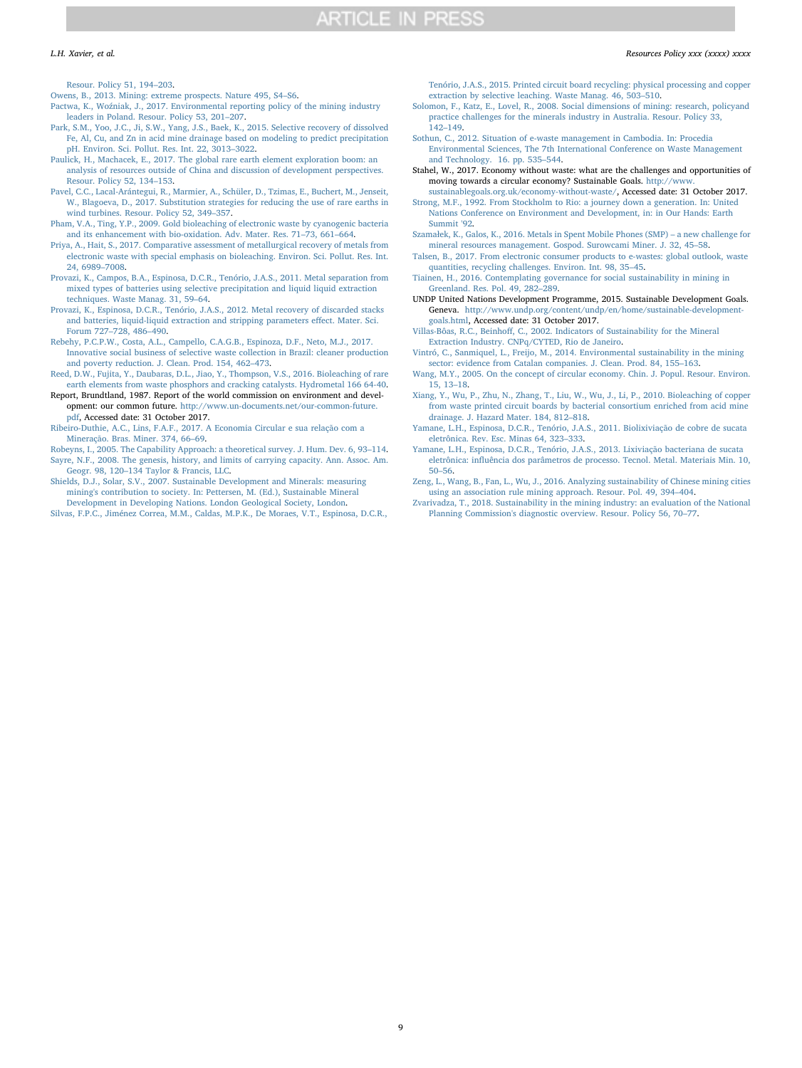Resour. Policy 51, 194–203.

Owens, B., 2013. Mining: extreme prospects. Nature 495, S4–S6.

Pactwa, K., Woźniak, J., 2017. Environmental reporting policy of the mining industry leaders in Poland. Resour. Policy 53, 201–207.

Park, S.M., Yoo, J.C., Ji, S.W., Yang, J.S., Baek, K., 2015. Selective recovery of dissolved Fe, Al, Cu, and Zn in acid mine drainage based on modeling to predict precipitation pH. Environ. Sci. Pollut. Res. Int. 22, 3013–3022.

Paulick, H., Machacek, E., 2017. The global rare earth element exploration boom: an analysis of resources outside of China and discussion of development perspectives. Resour. Policy 52, 134–153.

Pavel, C.C., Lacal-Arántegui, R., Marmier, A., Schüler, D., Tzimas, E., Buchert, M., Jenseit, W., Blagoeva, D., 2017. Substitution strategies for reducing the use of rare earths in wind turbines. Resour. Policy 52, 349–357.

Pham, V.A., Ting, Y.P., 2009. Gold bioleaching of electronic waste by cyanogenic bacteria and its enhancement with bio-oxidation. Adv. Mater. Res. 71–73, 661–664.

Priya, A., Hait, S., 2017. Comparative assessment of metallurgical recovery of metals from electronic waste with special emphasis on bioleaching. Environ. Sci. Pollut. Res. Int. 24, 6989–7008.

Provazi, K., Campos, B.A., Espinosa, D.C.R., Tenório, J.A.S., 2011. Metal separation from mixed types of batteries using selective precipitation and liquid liquid extraction techniques. Waste Manag. 31, 59–64.

Provazi, K., Espinosa, D.C.R., Tenório, J.A.S., 2012. Metal recovery of discarded stacks and batteries, liquid-liquid extraction and stripping parameters effect. Mater. Sci. Forum 727–728, 486–490.

Rebehy, P.C.P.W., Costa, A.L., Campello, C.A.G.B., Espinoza, D.F., Neto, M.J., 2017. Innovative social business of selective waste collection in Brazil: cleaner production and poverty reduction. J. Clean. Prod. 154, 462–473.

Reed, D.W., Fujita, Y., Daubaras, D.L., Jiao, Y., Thompson, V.S., 2016. Bioleaching of rare earth elements from waste phosphors and cracking catalysts. Hydrometal 166 64-40.

Report, Brundtland, 1987. Report of the world commission on environment and development: our common future. http://www.un-documents.net/our-common-future.pdf, Accessed date: 31 October 2017.

Ribeiro-Duthie, A.C., Lins, F.A.F., 2017. A Economia Circular e sua relação com a Mineração. Bras. Miner. 374, 66–69.

Robeyns, I., 2005. The Capability Approach: a theoretical survey. J. Hum. Dev. 6, 93–114.

Sayre, N.F., 2008. The genesis, history, and limits of carrying capacity. Ann. Assoc. Am. Geogr. 98, 120–134 Taylor & Francis, LLC.

Shields, D.J., Solar, S.V., 2007. Sustainable Development and Minerals: measuring mining's contribution to society. In: Pettersen, M. (Ed.), Sustainable Mineral Development in Developing Nations. London Geological Society, London.

Silvas, F.P.C., Jiménez Correa, M.M., Caldas, M.P.K., De Moraes, V.T., Espinosa, D.C.R., Tenório, J.A.S., 2015. Printed circuit board recycling: physical processing and copper extraction by selective leaching. Waste Manag. 46, 503–510.

Solomon, F., Katz, E., Lovel, R., 2008. Social dimensions of mining: research, policyand practice challenges for the minerals industry in Australia. Resour. Policy 33, 142–149.

Sothun, C., 2012. Situation of e-waste management in Cambodia. In: Procedia Environmental Sciences, The 7th International Conference on Waste Management and Technology. 16. pp. 535–544.

Stahel, W., 2017. Economy without waste: what are the challenges and opportunities of moving towards a circular economy? Sustainable Goals. http://www.sustainablegoals.org.uk/economy-without-waste/, Accessed date: 31 October 2017.

Strong, M.F., 1992. From Stockholm to Rio: a journey down a generation. In: United Nations Conference on Environment and Development, in: in Our Hands: Earth Summit '92.

Szamałek, K., Galos, K., 2016. Metals in Spent Mobile Phones (SMP) – a new challenge for mineral resources management. Gospod. Surowcami Miner. J. 32, 45–58.

Talsen, B., 2017. From electronic consumer products to e-wastes: global outlook, waste quantities, recycling challenges. Environ. Int. 98, 35–45.

Tiainen, H., 2016. Contemplating governance for social sustainability in mining in Greenland. Res. Pol. 49, 282–289.

UNDP United Nations Development Programme, 2015. Sustainable Development Goals. Geneva. http://www.undp.org/content/undp/en/home/sustainable-development-goals.html, Accessed date: 31 October 2017.

Villas-Bôas, R.C., Beinhoff, C., 2002. Indicators of Sustainability for the Mineral Extraction Industry. CNPq/CYTED, Rio de Janeiro.

Vintró, C., Sanmiquel, L., Freijo, M., 2014. Environmental sustainability in the mining sector: evidence from Catalan companies. J. Clean. Prod. 84, 155–163.

Wang, M.Y., 2005. On the concept of circular economy. Chin. J. Popul. Resour. Environ. 15, 13–18.

Xiang, Y., Wu, P., Zhu, N., Zhang, T., Liu, W., Wu, J., Li, P., 2010. Bioleaching of copper from waste printed circuit boards by bacterial consortium enriched from acid mine drainage. J. Hazard Mater. 184, 812–818.

Yamane, L.H., Espinosa, D.C.R., Tenório, J.A.S., 2011. Biolixiviação de cobre de sucata eletrônica. Rev. Esc. Minas 64, 323–333.

Yamane, L.H., Espinosa, D.C.R., Tenório, J.A.S., 2013. Lixiviação bacteriana de sucata eletrônica: influência dos parâmetros de processo. Tecnol. Metal. Materiais Min. 10, 50–56.

Zeng, L., Wang, B., Fan, L., Wu, J., 2016. Analyzing sustainability of Chinese mining cities using an association rule mining approach. Resour. Pol. 49, 394–404.

Zvarivadza, T., 2018. Sustainability in the mining industry: an evaluation of the National Planning Commission's diagnostic overview. Resour. Policy 56, 70–77.